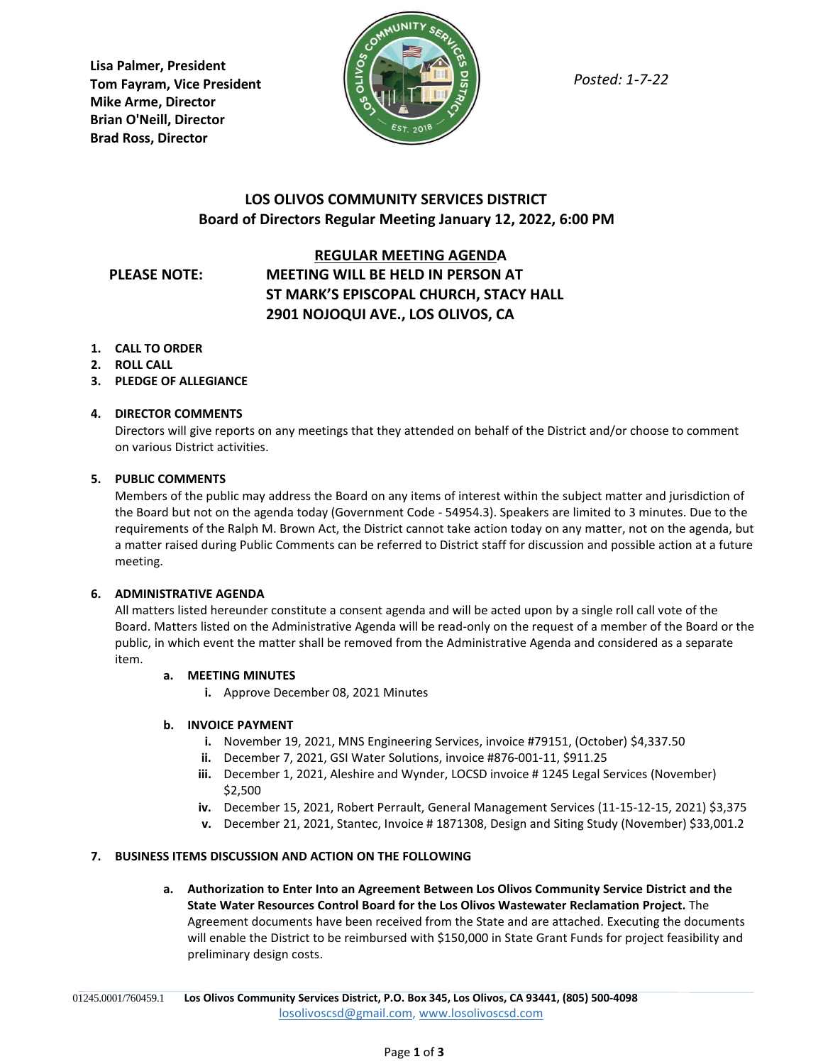**Lisa Palmer, President**
**Tom Fayram, Vice President**
**Mike Arme, Director**
**Brian O'Neill, Director**
**Brad Ross, Director**

*Posted: 1-7-22*

# LOS OLIVOS COMMUNITY SERVICES DISTRICT
## Board of Directors Regular Meeting January 12, 2022, 6:00 PM

**REGULAR MEETING AGENDA**

**PLEASE NOTE:** **MEETING WILL BE HELD IN PERSON AT ST MARK'S EPISCOPAL CHURCH, STACY HALL 2901 NOJOQUI AVE., LOS OLIVOS, CA**

1. **CALL TO ORDER**
2. **ROLL CALL**
3. **PLEDGE OF ALLEGIANCE**

4. **DIRECTOR COMMENTS**
   Directors will give reports on any meetings that they attended on behalf of the District and/or choose to comment on various District activities.

5. **PUBLIC COMMENTS**
   Members of the public may address the Board on any items of interest within the subject matter and jurisdiction of the Board but not on the agenda today (Government Code - 54954.3). Speakers are limited to 3 minutes. Due to the requirements of the Ralph M. Brown Act, the District cannot take action today on any matter, not on the agenda, but a matter raised during Public Comments can be referred to District staff for discussion and possible action at a future meeting.

6. **ADMINISTRATIVE AGENDA**
   All matters listed hereunder constitute a consent agenda and will be acted upon by a single roll call vote of the Board. Matters listed on the Administrative Agenda will be read-only on the request of a member of the Board or the public, in which event the matter shall be removed from the Administrative Agenda and considered as a separate item.

   a. **MEETING MINUTES**
      i. Approve December 08, 2021 Minutes

   b. **INVOICE PAYMENT**
      i. November 19, 2021, MNS Engineering Services, invoice #79151, (October) $4,337.50
      ii. December 7, 2021, GSI Water Solutions, invoice #876-001-11, $911.25
      iii. December 1, 2021, Aleshire and Wynder, LOCSD invoice # 1245 Legal Services (November) $2,500
      iv. December 15, 2021, Robert Perrault, General Management Services (11-15-12-15, 2021) $3,375
      v. December 21, 2021, Stantec, Invoice # 1871308, Design and Siting Study (November) $33,001.2

7. **BUSINESS ITEMS DISCUSSION AND ACTION ON THE FOLLOWING**

   a. **Authorization to Enter Into an Agreement Between Los Olivos Community Service District and the State Water Resources Control Board for the Los Olivos Wastewater Reclamation Project.** The Agreement documents have been received from the State and are attached. Executing the documents will enable the District to be reimbursed with $150,000 in State Grant Funds for project feasibility and preliminary design costs.

01245.0001/760459.1 **Los Olivos Community Services District, P.O. Box 345, Los Olivos, CA 93441, (805) 500-4098**
losolivoscsd@gmail.com, www.losolivoscsd.com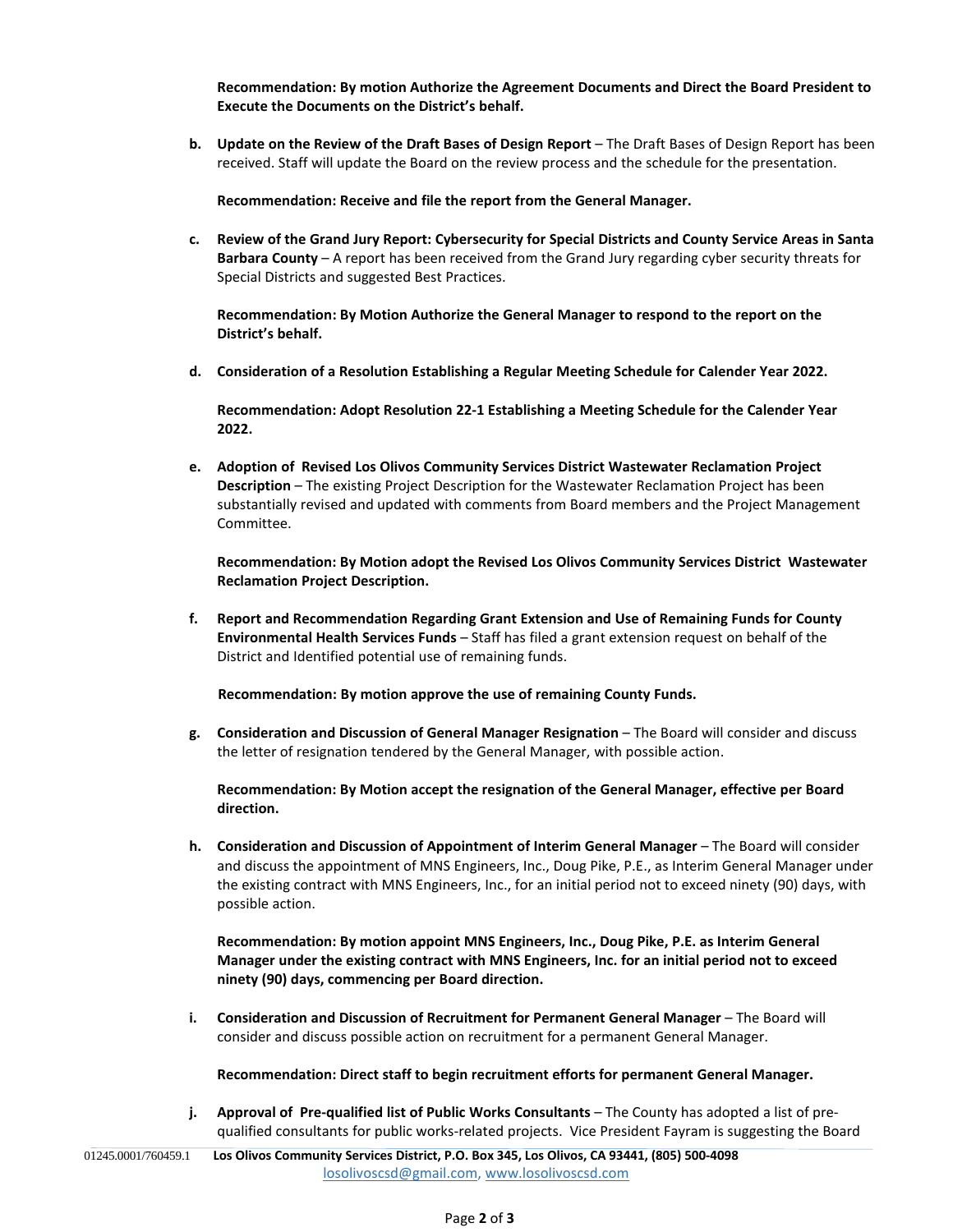**Recommendation: By motion Authorize the Agreement Documents and Direct the Board President to Execute the Documents on the District's behalf.**

**b. Update on the Review of the Draft Bases of Design Report** – The Draft Bases of Design Report has been received. Staff will update the Board on the review process and the schedule for the presentation.

**Recommendation: Receive and file the report from the General Manager.**

**c. Review of the Grand Jury Report: Cybersecurity for Special Districts and County Service Areas in Santa Barbara County** – A report has been received from the Grand Jury regarding cyber security threats for Special Districts and suggested Best Practices.

**Recommendation: By Motion Authorize the General Manager to respond to the report on the District's behalf.**

**d. Consideration of a Resolution Establishing a Regular Meeting Schedule for Calender Year 2022.**

**Recommendation: Adopt Resolution 22-1 Establishing a Meeting Schedule for the Calender Year 2022.**

**e. Adoption of Revised Los Olivos Community Services District Wastewater Reclamation Project Description** – The existing Project Description for the Wastewater Reclamation Project has been substantially revised and updated with comments from Board members and the Project Management Committee.

**Recommendation: By Motion adopt the Revised Los Olivos Community Services District Wastewater Reclamation Project Description.**

**f. Report and Recommendation Regarding Grant Extension and Use of Remaining Funds for County Environmental Health Services Funds** – Staff has filed a grant extension request on behalf of the District and Identified potential use of remaining funds.

**Recommendation: By motion approve the use of remaining County Funds.**

**g. Consideration and Discussion of General Manager Resignation** – The Board will consider and discuss the letter of resignation tendered by the General Manager, with possible action.

**Recommendation: By Motion accept the resignation of the General Manager, effective per Board direction.**

**h. Consideration and Discussion of Appointment of Interim General Manager** – The Board will consider and discuss the appointment of MNS Engineers, Inc., Doug Pike, P.E., as Interim General Manager under the existing contract with MNS Engineers, Inc., for an initial period not to exceed ninety (90) days, with possible action.

**Recommendation: By motion appoint MNS Engineers, Inc., Doug Pike, P.E. as Interim General Manager under the existing contract with MNS Engineers, Inc. for an initial period not to exceed ninety (90) days, commencing per Board direction.**

**i. Consideration and Discussion of Recruitment for Permanent General Manager** – The Board will consider and discuss possible action on recruitment for a permanent General Manager.

**Recommendation: Direct staff to begin recruitment efforts for permanent General Manager.**

**j. Approval of Pre-qualified list of Public Works Consultants** – The County has adopted a list of pre-qualified consultants for public works-related projects. Vice President Fayram is suggesting the Board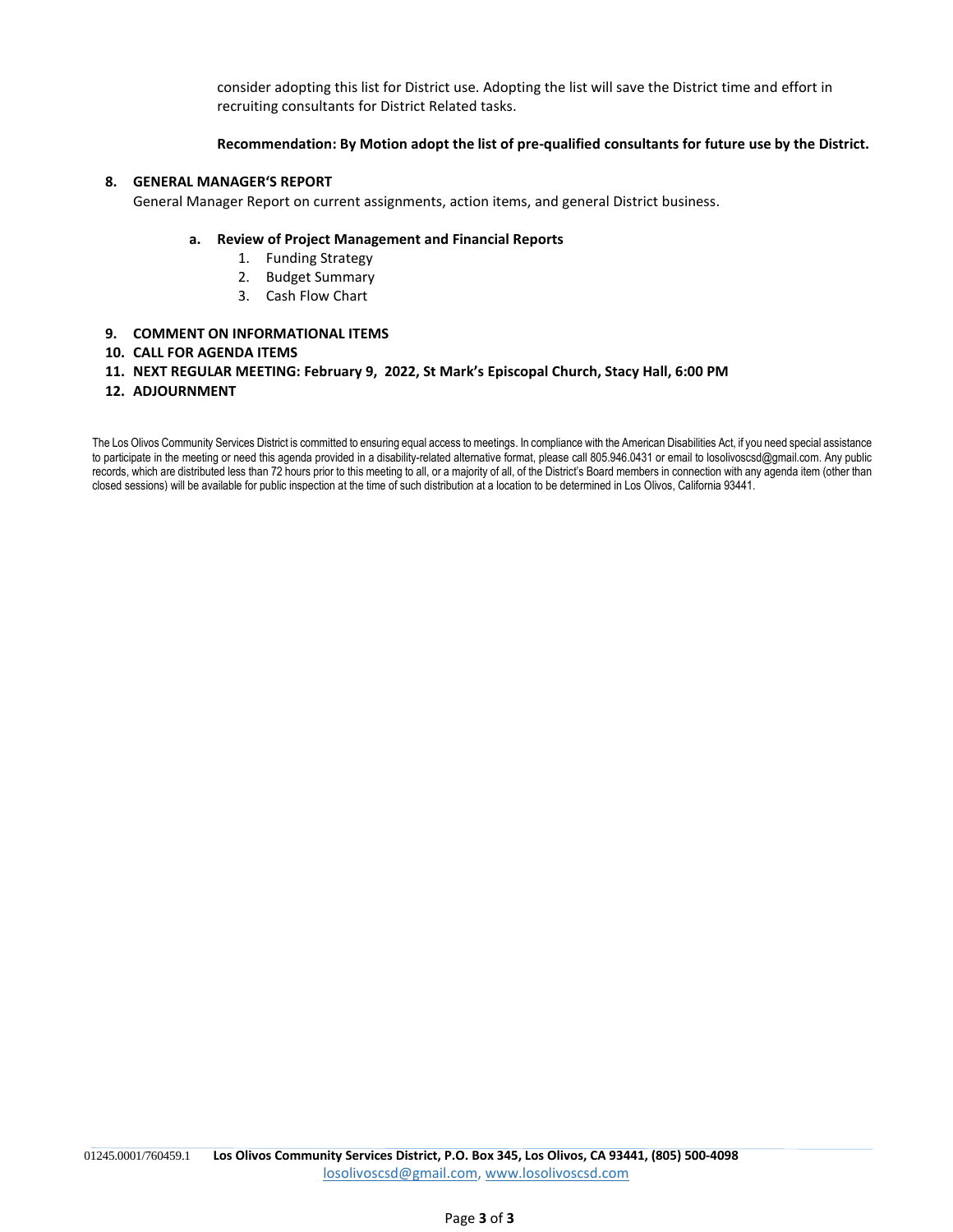consider adopting this list for District use. Adopting the list will save the District time and effort in recruiting consultants for District Related tasks.

**Recommendation: By Motion adopt the list of pre-qualified consultants for future use by the District.**

**8. GENERAL MANAGER'S REPORT**

General Manager Report on current assignments, action items, and general District business.

**a. Review of Project Management and Financial Reports**

1. Funding Strategy
2. Budget Summary
3. Cash Flow Chart

**9. COMMENT ON INFORMATIONAL ITEMS**

**10. CALL FOR AGENDA ITEMS**

**11. NEXT REGULAR MEETING: February 9, 2022, St Mark's Episcopal Church, Stacy Hall, 6:00 PM**

**12. ADJOURNMENT**

The Los Olivos Community Services District is committed to ensuring equal access to meetings. In compliance with the American Disabilities Act, if you need special assistance to participate in the meeting or need this agenda provided in a disability-related alternative format, please call 805.946.0431 or email to losolivoscsd@gmail.com. Any public records, which are distributed less than 72 hours prior to this meeting to all, or a majority of all, of the District's Board members in connection with any agenda item (other than closed sessions) will be available for public inspection at the time of such distribution at a location to be determined in Los Olivos, California 93441.

01245.0001/760459.1 **Los Olivos Community Services District, P.O. Box 345, Los Olivos, CA 93441, (805) 500-4098**
losolivoscsd@gmail.com, www.losolivoscsd.com